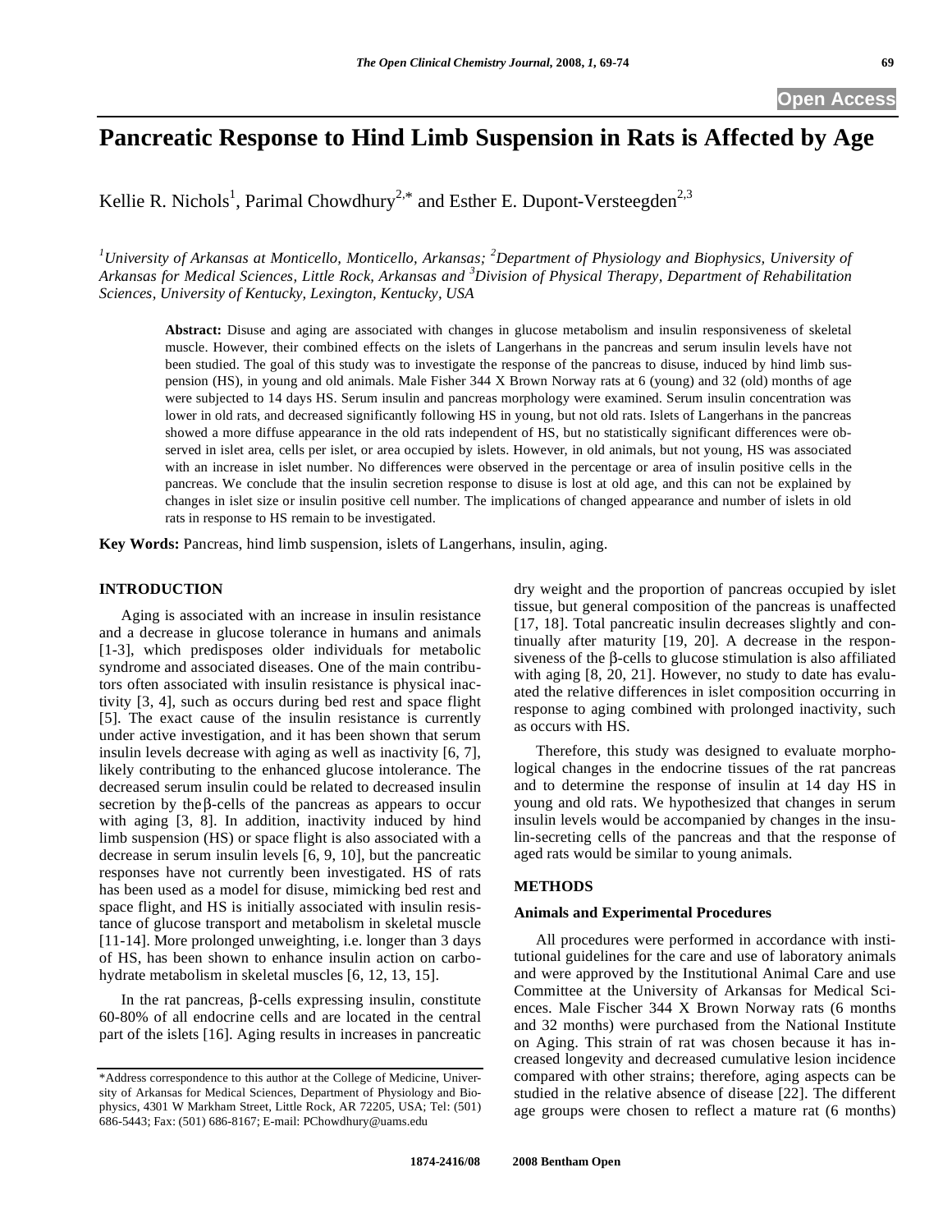# Pancreatic Response to Hind Limb Suspension in Rats is Affected by Age

Kellie R. Nichols[1], Parimal Chowdhury[2,*] and Esther E. Dupont-Versteegden[2,3]

[1]*University of Arkansas at Monticello, Monticello, Arkansas;* [2]*Department of Physiology and Biophysics, University of Arkansas for Medical Sciences, Little Rock, Arkansas and* [3]*Division of Physical Therapy, Department of Rehabilitation Sciences, University of Kentucky, Lexington, Kentucky, USA*

**Abstract:** Disuse and aging are associated with changes in glucose metabolism and insulin responsiveness of skeletal muscle. However, their combined effects on the islets of Langerhans in the pancreas and serum insulin levels have not been studied. The goal of this study was to investigate the response of the pancreas to disuse, induced by hind limb suspension (HS), in young and old animals. Male Fisher 344 X Brown Norway rats at 6 (young) and 32 (old) months of age were subjected to 14 days HS. Serum insulin and pancreas morphology were examined. Serum insulin concentration was lower in old rats, and decreased significantly following HS in young, but not old rats. Islets of Langerhans in the pancreas showed a more diffuse appearance in the old rats independent of HS, but no statistically significant differences were observed in islet area, cells per islet, or area occupied by islets. However, in old animals, but not young, HS was associated with an increase in islet number. No differences were observed in the percentage or area of insulin positive cells in the pancreas. We conclude that the insulin secretion response to disuse is lost at old age, and this can not be explained by changes in islet size or insulin positive cell number. The implications of changed appearance and number of islets in old rats in response to HS remain to be investigated.

**Key Words:** Pancreas, hind limb suspension, islets of Langerhans, insulin, aging.

## INTRODUCTION

Aging is associated with an increase in insulin resistance and a decrease in glucose tolerance in humans and animals [1-3], which predisposes older individuals for metabolic syndrome and associated diseases. One of the main contributors often associated with insulin resistance is physical inactivity [3, 4], such as occurs during bed rest and space flight [5]. The exact cause of the insulin resistance is currently under active investigation, and it has been shown that serum insulin levels decrease with aging as well as inactivity [6, 7], likely contributing to the enhanced glucose intolerance. The decreased serum insulin could be related to decreased insulin secretion by the β-cells of the pancreas as appears to occur with aging [3, 8]. In addition, inactivity induced by hind limb suspension (HS) or space flight is also associated with a decrease in serum insulin levels [6, 9, 10], but the pancreatic responses have not currently been investigated. HS of rats has been used as a model for disuse, mimicking bed rest and space flight, and HS is initially associated with insulin resistance of glucose transport and metabolism in skeletal muscle [11-14]. More prolonged unweighting, i.e. longer than 3 days of HS, has been shown to enhance insulin action on carbohydrate metabolism in skeletal muscles [6, 12, 13, 15].

In the rat pancreas, β-cells expressing insulin, constitute 60-80% of all endocrine cells and are located in the central part of the islets [16]. Aging results in increases in pancreatic dry weight and the proportion of pancreas occupied by islet tissue, but general composition of the pancreas is unaffected [17, 18]. Total pancreatic insulin decreases slightly and continually after maturity [19, 20]. A decrease in the responsiveness of the β-cells to glucose stimulation is also affiliated with aging [8, 20, 21]. However, no study to date has evaluated the relative differences in islet composition occurring in response to aging combined with prolonged inactivity, such as occurs with HS.

Therefore, this study was designed to evaluate morphological changes in the endocrine tissues of the rat pancreas and to determine the response of insulin at 14 day HS in young and old rats. We hypothesized that changes in serum insulin levels would be accompanied by changes in the insulin-secreting cells of the pancreas and that the response of aged rats would be similar to young animals.

## METHODS

### Animals and Experimental Procedures

All procedures were performed in accordance with institutional guidelines for the care and use of laboratory animals and were approved by the Institutional Animal Care and use Committee at the University of Arkansas for Medical Sciences. Male Fischer 344 X Brown Norway rats (6 months and 32 months) were purchased from the National Institute on Aging. This strain of rat was chosen because it has increased longevity and decreased cumulative lesion incidence compared with other strains; therefore, aging aspects can be studied in the relative absence of disease [22]. The different age groups were chosen to reflect a mature rat (6 months)

*Address correspondence to this author at the College of Medicine, University of Arkansas for Medical Sciences, Department of Physiology and Biophysics, 4301 W Markham Street, Little Rock, AR 72205, USA; Tel: (501) 686-5443; Fax: (501) 686-8167; E-mail: PChowdhury@uams.edu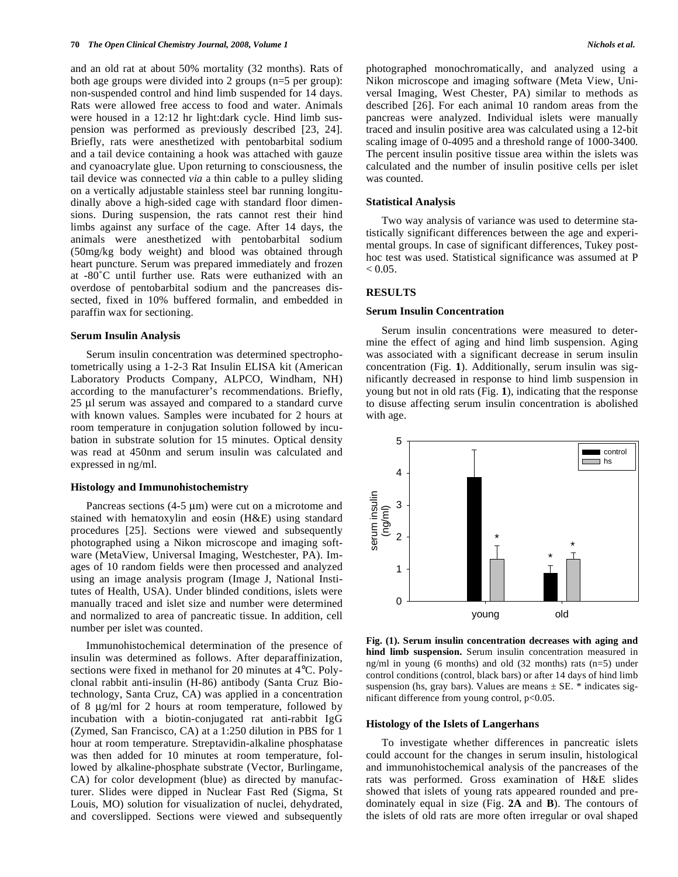and an old rat at about 50% mortality (32 months). Rats of both age groups were divided into 2 groups (n=5 per group): non-suspended control and hind limb suspended for 14 days. Rats were allowed free access to food and water. Animals were housed in a 12:12 hr light:dark cycle. Hind limb suspension was performed as previously described [23, 24]. Briefly, rats were anesthetized with pentobarbital sodium and a tail device containing a hook was attached with gauze and cyanoacrylate glue. Upon returning to consciousness, the tail device was connected *via* a thin cable to a pulley sliding on a vertically adjustable stainless steel bar running longitudinally above a high-sided cage with standard floor dimensions. During suspension, the rats cannot rest their hind limbs against any surface of the cage. After 14 days, the animals were anesthetized with pentobarbital sodium (50mg/kg body weight) and blood was obtained through heart puncture. Serum was prepared immediately and frozen at -80˚C until further use. Rats were euthanized with an overdose of pentobarbital sodium and the pancreases dissected, fixed in 10% buffered formalin, and embedded in paraffin wax for sectioning.

### Serum Insulin Analysis

Serum insulin concentration was determined spectrophotometrically using a 1-2-3 Rat Insulin ELISA kit (American Laboratory Products Company, ALPCO, Windham, NH) according to the manufacturer's recommendations. Briefly, 25 µl serum was assayed and compared to a standard curve with known values. Samples were incubated for 2 hours at room temperature in conjugation solution followed by incubation in substrate solution for 15 minutes. Optical density was read at 450nm and serum insulin was calculated and expressed in ng/ml.

### Histology and Immunohistochemistry

Pancreas sections (4-5 µm) were cut on a microtome and stained with hematoxylin and eosin (H&E) using standard procedures [25]. Sections were viewed and subsequently photographed using a Nikon microscope and imaging software (MetaView, Universal Imaging, Westchester, PA). Images of 10 random fields were then processed and analyzed using an image analysis program (Image J, National Institutes of Health, USA). Under blinded conditions, islets were manually traced and islet size and number were determined and normalized to area of pancreatic tissue. In addition, cell number per islet was counted.

Immunohistochemical determination of the presence of insulin was determined as follows. After deparaffinization, sections were fixed in methanol for 20 minutes at 4°C. Polyclonal rabbit anti-insulin (H-86) antibody (Santa Cruz Biotechnology, Santa Cruz, CA) was applied in a concentration of 8 µg/ml for 2 hours at room temperature, followed by incubation with a biotin-conjugated rat anti-rabbit IgG (Zymed, San Francisco, CA) at a 1:250 dilution in PBS for 1 hour at room temperature. Streptavidin-alkaline phosphatase was then added for 10 minutes at room temperature, followed by alkaline-phosphate substrate (Vector, Burlingame, CA) for color development (blue) as directed by manufacturer. Slides were dipped in Nuclear Fast Red (Sigma, St Louis, MO) solution for visualization of nuclei, dehydrated, and coverslipped. Sections were viewed and subsequently photographed monochromatically, and analyzed using a Nikon microscope and imaging software (Meta View, Universal Imaging, West Chester, PA) similar to methods as described [26]. For each animal 10 random areas from the pancreas were analyzed. Individual islets were manually traced and insulin positive area was calculated using a 12-bit scaling image of 0-4095 and a threshold range of 1000-3400. The percent insulin positive tissue area within the islets was calculated and the number of insulin positive cells per islet was counted.

### Statistical Analysis

Two way analysis of variance was used to determine statistically significant differences between the age and experimental groups. In case of significant differences, Tukey post-hoc test was used. Statistical significance was assumed at $P < 0.05$.

## RESULTS

### Serum Insulin Concentration

Serum insulin concentrations were measured to determine the effect of aging and hind limb suspension. Aging was associated with a significant decrease in serum insulin concentration (Fig. **1**). Additionally, serum insulin was significantly decreased in response to hind limb suspension in young but not in old rats (Fig. **1**), indicating that the response to disuse affecting serum insulin concentration is abolished with age.

**Fig. (1). Serum insulin concentration decreases with aging and hind limb suspension.** Serum insulin concentration measured in ng/ml in young (6 months) and old (32 months) rats (n=5) under control conditions (control, black bars) or after 14 days of hind limb suspension (hs, gray bars). Values are means ± SE. * indicates significant difference from young control, $p<0.05$.

### Histology of the Islets of Langerhans

To investigate whether differences in pancreatic islets could account for the changes in serum insulin, histological and immunohistochemical analysis of the pancreases of the rats was performed. Gross examination of H&E slides showed that islets of young rats appeared rounded and predominately equal in size (Fig. **2A** and **B**). The contours of the islets of old rats are more often irregular or oval shaped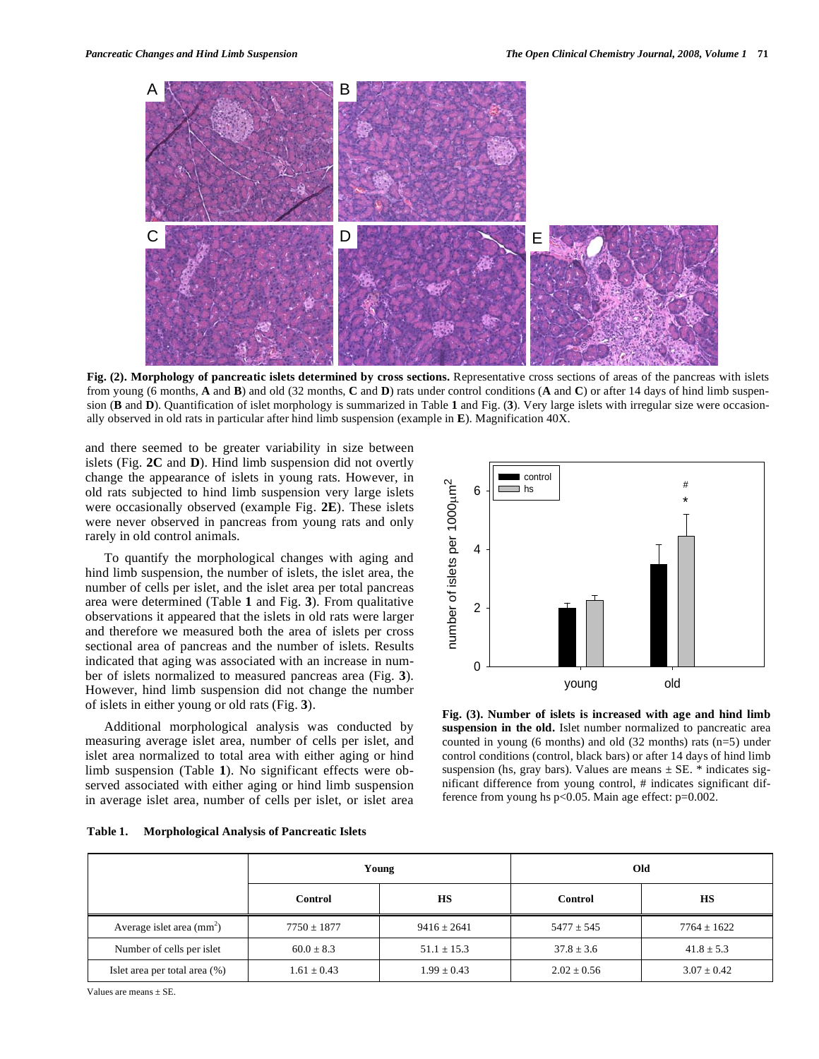**Fig. (2). Morphology of pancreatic islets determined by cross sections.** Representative cross sections of areas of the pancreas with islets from young (6 months, **A** and **B**) and old (32 months, **C** and **D**) rats under control conditions (**A** and **C**) or after 14 days of hind limb suspension (**B** and **D**). Quantification of islet morphology is summarized in Table **1** and Fig. (**3**). Very large islets with irregular size were occasionally observed in old rats in particular after hind limb suspension (example in **E**). Magnification 40X.

and there seemed to be greater variability in size between islets (Fig. **2C** and **D**). Hind limb suspension did not overtly change the appearance of islets in young rats. However, in old rats subjected to hind limb suspension very large islets were occasionally observed (example Fig. **2E**). These islets were never observed in pancreas from young rats and only rarely in old control animals.

To quantify the morphological changes with aging and hind limb suspension, the number of islets, the islet area, the number of cells per islet, and the islet area per total pancreas area were determined (Table **1** and Fig. **3**). From qualitative observations it appeared that the islets in old rats were larger and therefore we measured both the area of islets per cross sectional area of pancreas and the number of islets. Results indicated that aging was associated with an increase in number of islets normalized to measured pancreas area (Fig. **3**). However, hind limb suspension did not change the number of islets in either young or old rats (Fig. **3**).

Additional morphological analysis was conducted by measuring average islet area, number of cells per islet, and islet area normalized to total area with either aging or hind limb suspension (Table **1**). No significant effects were observed associated with either aging or hind limb suspension in average islet area, number of cells per islet, or islet area

**Fig. (3). Number of islets is increased with age and hind limb suspension in the old.** Islet number normalized to pancreatic area counted in young (6 months) and old (32 months) rats (n=5) under control conditions (control, black bars) or after 14 days of hind limb suspension (hs, gray bars). Values are means ± SE. * indicates significant difference from young control, # indicates significant difference from young hs $p<0.05$. Main age effect: $p=0.002$.

**Table 1. Morphological Analysis of Pancreatic Islets**

| | Young | | Old | |
|---|---|---|---|---|
| | **Control** | **HS** | **Control** | **HS** |
| Average islet area ($mm^2$) | 7750 ± 1877 | 9416 ± 2641 | 5477 ± 545 | 7764 ± 1622 |
| Number of cells per islet | 60.0 ± 8.3 | 51.1 ± 15.3 | 37.8 ± 3.6 | 41.8 ± 5.3 |
| Islet area per total area (%) | 1.61 ± 0.43 | 1.99 ± 0.43 | 2.02 ± 0.56 | 3.07 ± 0.42 |

Values are means ± SE.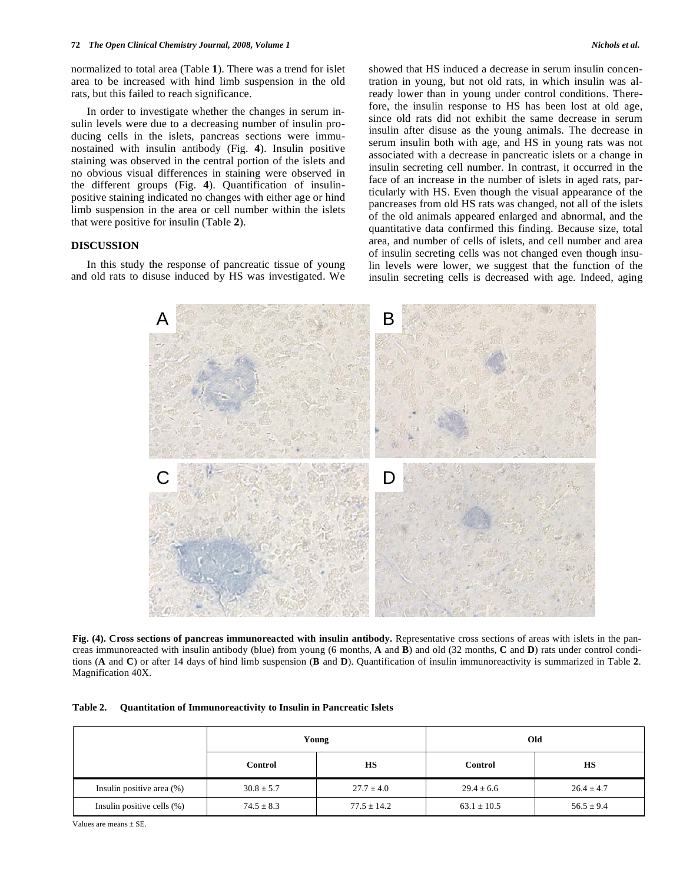normalized to total area (Table **1**). There was a trend for islet area to be increased with hind limb suspension in the old rats, but this failed to reach significance.

In order to investigate whether the changes in serum insulin levels were due to a decreasing number of insulin producing cells in the islets, pancreas sections were immunostained with insulin antibody (Fig. **4**). Insulin positive staining was observed in the central portion of the islets and no obvious visual differences in staining were observed in the different groups (Fig. **4**). Quantification of insulin-positive staining indicated no changes with either age or hind limb suspension in the area or cell number within the islets that were positive for insulin (Table **2**).

## DISCUSSION

In this study the response of pancreatic tissue of young and old rats to disuse induced by HS was investigated. We showed that HS induced a decrease in serum insulin concentration in young, but not old rats, in which insulin was already lower than in young under control conditions. Therefore, the insulin response to HS has been lost at old age, since old rats did not exhibit the same decrease in serum insulin after disuse as the young animals. The decrease in serum insulin both with age, and HS in young rats was not associated with a decrease in pancreatic islets or a change in insulin secreting cell number. In contrast, it occurred in the face of an increase in the number of islets in aged rats, particularly with HS. Even though the visual appearance of the pancreases from old HS rats was changed, not all of the islets of the old animals appeared enlarged and abnormal, and the quantitative data confirmed this finding. Because size, total area, and number of cells of islets, and cell number and area of insulin secreting cells was not changed even though insulin levels were lower, we suggest that the function of the insulin secreting cells is decreased with age. Indeed, aging

**Fig. (4). Cross sections of pancreas immunoreacted with insulin antibody.** Representative cross sections of areas with islets in the pancreas immunoreacted with insulin antibody (blue) from young (6 months, **A** and **B**) and old (32 months, **C** and **D**) rats under control conditions (**A** and **C**) or after 14 days of hind limb suspension (**B** and **D**). Quantification of insulin immunoreactivity is summarized in Table **2**. Magnification 40X.

**Table 2. Quantitation of Immunoreactivity to Insulin in Pancreatic Islets**

| | Young | | Old | |
|---|---|---|---|---|
| | Control | HS | Control | HS |
| Insulin positive area (%) | 30.8 ± 5.7 | 27.7 ± 4.0 | 29.4 ± 6.6 | 26.4 ± 4.7 |
| Insulin positive cells (%) | 74.5 ± 8.3 | 77.5 ± 14.2 | 63.1 ± 10.5 | 56.5 ± 9.4 |

Values are means ± SE.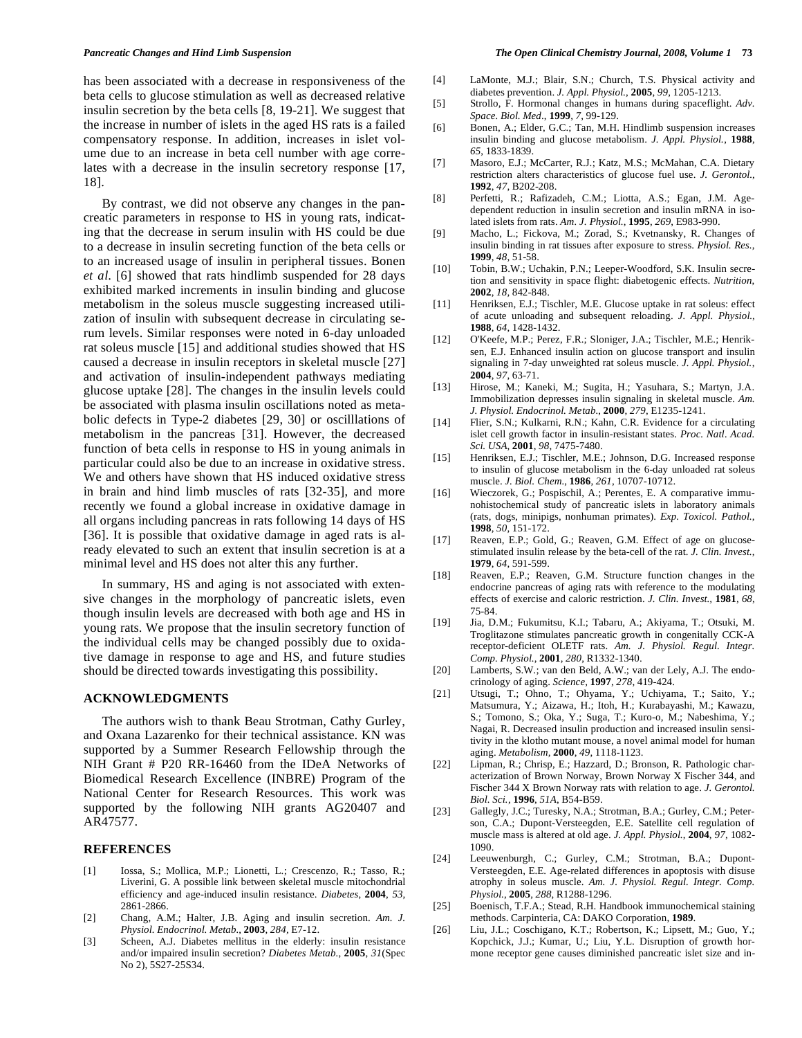has been associated with a decrease in responsiveness of the beta cells to glucose stimulation as well as decreased relative insulin secretion by the beta cells [8, 19-21]. We suggest that the increase in number of islets in the aged HS rats is a failed compensatory response. In addition, increases in islet volume due to an increase in beta cell number with age correlates with a decrease in the insulin secretory response [17, 18].

By contrast, we did not observe any changes in the pancreatic parameters in response to HS in young rats, indicating that the decrease in serum insulin with HS could be due to a decrease in insulin secreting function of the beta cells or to an increased usage of insulin in peripheral tissues. Bonen *et al.* [6] showed that rats hindlimb suspended for 28 days exhibited marked increments in insulin binding and glucose metabolism in the soleus muscle suggesting increased utilization of insulin with subsequent decrease in circulating serum levels. Similar responses were noted in 6-day unloaded rat soleus muscle [15] and additional studies showed that HS caused a decrease in insulin receptors in skeletal muscle [27] and activation of insulin-independent pathways mediating glucose uptake [28]. The changes in the insulin levels could be associated with plasma insulin oscillations noted as metabolic defects in Type-2 diabetes [29, 30] or oscilllations of metabolism in the pancreas [31]. However, the decreased function of beta cells in response to HS in young animals in particular could also be due to an increase in oxidative stress. We and others have shown that HS induced oxidative stress in brain and hind limb muscles of rats [32-35], and more recently we found a global increase in oxidative damage in all organs including pancreas in rats following 14 days of HS [36]. It is possible that oxidative damage in aged rats is already elevated to such an extent that insulin secretion is at a minimal level and HS does not alter this any further.

In summary, HS and aging is not associated with extensive changes in the morphology of pancreatic islets, even though insulin levels are decreased with both age and HS in young rats. We propose that the insulin secretory function of the individual cells may be changed possibly due to oxidative damage in response to age and HS, and future studies should be directed towards investigating this possibility.

## ACKNOWLEDGMENTS

The authors wish to thank Beau Strotman, Cathy Gurley, and Oxana Lazarenko for their technical assistance. KN was supported by a Summer Research Fellowship through the NIH Grant # P20 RR-16460 from the IDeA Networks of Biomedical Research Excellence (INBRE) Program of the National Center for Research Resources. This work was supported by the following NIH grants AG20407 and AR47577.

## REFERENCES

[1] Iossa, S.; Mollica, M.P.; Lionetti, L.; Crescenzo, R.; Tasso, R.; Liverini, G. A possible link between skeletal muscle mitochondrial efficiency and age-induced insulin resistance. *Diabetes*, **2004**, *53*, 2861-2866.

[2] Chang, A.M.; Halter, J.B. Aging and insulin secretion. *Am. J. Physiol. Endocrinol. Metab.*, **2003**, *284*, E7-12.

[3] Scheen, A.J. Diabetes mellitus in the elderly: insulin resistance and/or impaired insulin secretion? *Diabetes Metab.*, **2005**, *31*(Spec No 2), 5S27-25S34.

[4] LaMonte, M.J.; Blair, S.N.; Church, T.S. Physical activity and diabetes prevention. *J. Appl. Physiol.*, **2005**, *99*, 1205-1213.

[5] Strollo, F. Hormonal changes in humans during spaceflight. *Adv. Space. Biol. Med*., **1999**, *7*, 99-129.

[6] Bonen, A.; Elder, G.C.; Tan, M.H. Hindlimb suspension increases insulin binding and glucose metabolism. *J. Appl. Physiol.*, **1988**, *65*, 1833-1839.

[7] Masoro, E.J.; McCarter, R.J.; Katz, M.S.; McMahan, C.A. Dietary restriction alters characteristics of glucose fuel use. *J. Gerontol.*, **1992**, *47*, B202-208.

[8] Perfetti, R.; Rafizadeh, C.M.; Liotta, A.S.; Egan, J.M. Age-dependent reduction in insulin secretion and insulin mRNA in isolated islets from rats. *Am. J. Physiol.*, **1995**, *269*, E983-990.

[9] Macho, L.; Fickova, M.; Zorad, S.; Kvetnansky, R. Changes of insulin binding in rat tissues after exposure to stress. *Physiol. Res.*, **1999**, *48*, 51-58.

[10] Tobin, B.W.; Uchakin, P.N.; Leeper-Woodford, S.K. Insulin secretion and sensitivity in space flight: diabetogenic effects. *Nutrition*, **2002**, *18*, 842-848.

[11] Henriksen, E.J.; Tischler, M.E. Glucose uptake in rat soleus: effect of acute unloading and subsequent reloading. *J. Appl. Physiol.*, **1988**, *64*, 1428-1432.

[12] O'Keefe, M.P.; Perez, F.R.; Sloniger, J.A.; Tischler, M.E.; Henriksen, E.J. Enhanced insulin action on glucose transport and insulin signaling in 7-day unweighted rat soleus muscle. *J. Appl. Physiol.*, **2004**, *97*, 63-71.

[13] Hirose, M.; Kaneki, M.; Sugita, H.; Yasuhara, S.; Martyn, J.A. Immobilization depresses insulin signaling in skeletal muscle. *Am. J. Physiol. Endocrinol. Metab*., **2000**, *279*, E1235-1241.

[14] Flier, S.N.; Kulkarni, R.N.; Kahn, C.R. Evidence for a circulating islet cell growth factor in insulin-resistant states. *Proc. Natl. Acad. Sci. USA*, **2001**, *98*, 7475-7480.

[15] Henriksen, E.J.; Tischler, M.E.; Johnson, D.G. Increased response to insulin of glucose metabolism in the 6-day unloaded rat soleus muscle. *J. Biol. Chem*., **1986**, *261*, 10707-10712.

[16] Wieczorek, G.; Pospischil, A.; Perentes, E. A comparative immunohistochemical study of pancreatic islets in laboratory animals (rats, dogs, minipigs, nonhuman primates). *Exp. Toxicol. Pathol.*, **1998**, *50*, 151-172.

[17] Reaven, E.P.; Gold, G.; Reaven, G.M. Effect of age on glucose-stimulated insulin release by the beta-cell of the rat. *J. Clin. Invest.*, **1979**, *64*, 591-599.

[18] Reaven, E.P.; Reaven, G.M. Structure function changes in the endocrine pancreas of aging rats with reference to the modulating effects of exercise and caloric restriction. *J. Clin. Invest.*, **1981**, *68*, 75-84.

[19] Jia, D.M.; Fukumitsu, K.I.; Tabaru, A.; Akiyama, T.; Otsuki, M. Troglitazone stimulates pancreatic growth in congenitally CCK-A receptor-deficient OLETF rats. *Am. J. Physiol. Regul. Integr. Comp. Physiol.*, **2001**, *280*, R1332-1340.

[20] Lamberts, S.W.; van den Beld, A.W.; van der Lely, A.J. The endocrinology of aging. *Science*, **1997**, *278*, 419-424.

[21] Utsugi, T.; Ohno, T.; Ohyama, Y.; Uchiyama, T.; Saito, Y.; Matsumura, Y.; Aizawa, H.; Itoh, H.; Kurabayashi, M.; Kawazu, S.; Tomono, S.; Oka, Y.; Suga, T.; Kuro-o, M.; Nabeshima, Y.; Nagai, R. Decreased insulin production and increased insulin sensitivity in the klotho mutant mouse, a novel animal model for human aging. *Metabolism*, **2000**, *49*, 1118-1123.

[22] Lipman, R.; Chrisp, E.; Hazzard, D.; Bronson, R. Pathologic characterization of Brown Norway, Brown Norway X Fischer 344, and Fischer 344 X Brown Norway rats with relation to age. *J. Gerontol. Biol. Sci.*, **1996**, *51A*, B54-B59.

[23] Gallegly, J.C.; Turesky, N.A.; Strotman, B.A.; Gurley, C.M.; Peterson, C.A.; Dupont-Versteegden, E.E. Satellite cell regulation of muscle mass is altered at old age. *J. Appl. Physiol.*, **2004**, *97*, 1082-1090.

[24] Leeuwenburgh, C.; Gurley, C.M.; Strotman, B.A.; Dupont-Versteegden, E.E. Age-related differences in apoptosis with disuse atrophy in soleus muscle. *Am. J. Physiol. Regul. Integr. Comp. Physiol.*, **2005**, *288*, R1288-1296.

[25] Boenisch, T.F.A.; Stead, R.H. Handbook immunochemical staining methods. Carpinteria, CA: DAKO Corporation, **1989**.

[26] Liu, J.L.; Coschigano, K.T.; Robertson, K.; Lipsett, M.; Guo, Y.; Kopchick, J.J.; Kumar, U.; Liu, Y.L. Disruption of growth hormone receptor gene causes diminished pancreatic islet size and in-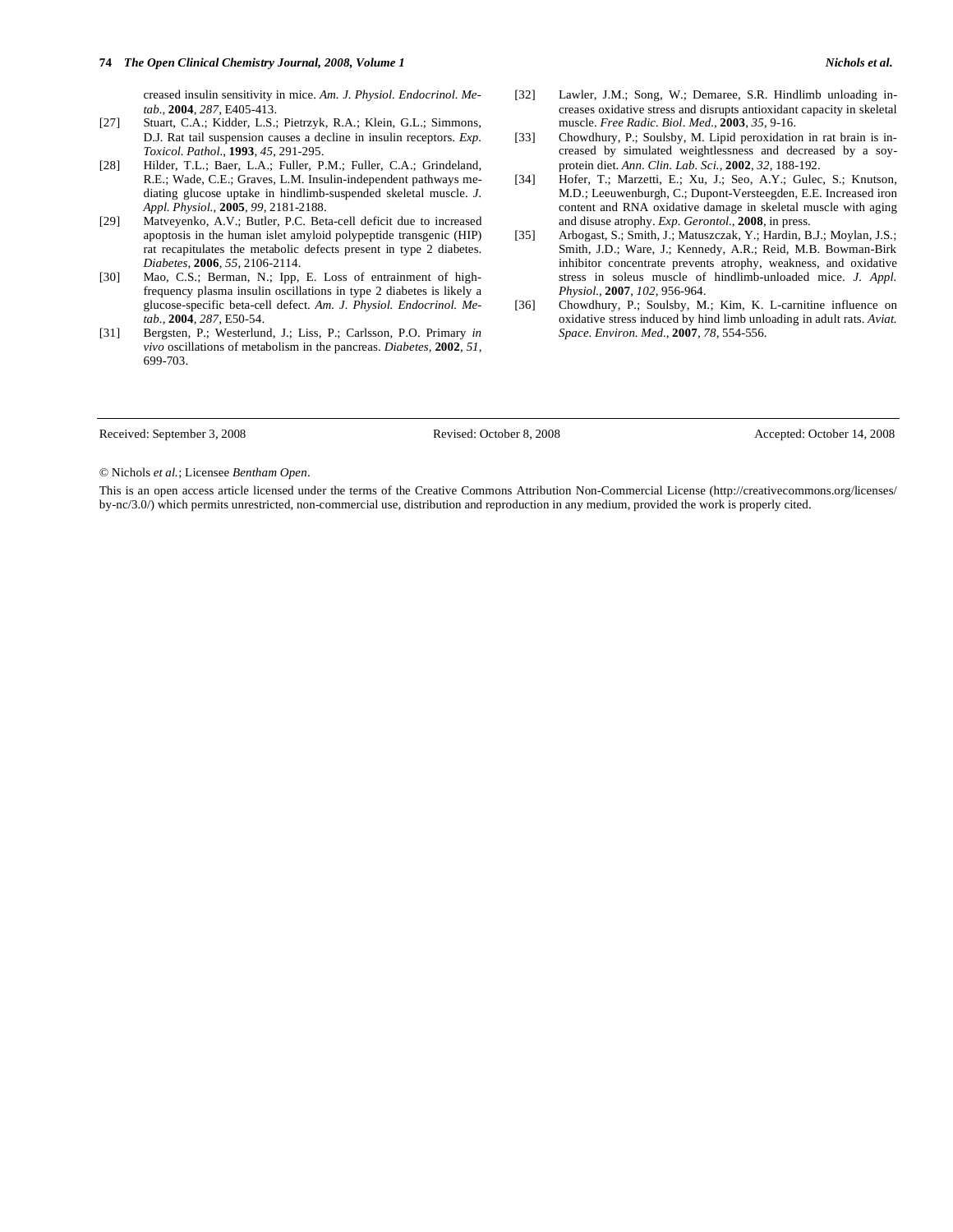creased insulin sensitivity in mice. *Am. J. Physiol. Endocrinol. Metab.*, **2004**, *287*, E405-413.

[27] Stuart, C.A.; Kidder, L.S.; Pietrzyk, R.A.; Klein, G.L.; Simmons, D.J. Rat tail suspension causes a decline in insulin receptors. *Exp. Toxicol. Pathol.*, **1993**, *45*, 291-295.

[28] Hilder, T.L.; Baer, L.A.; Fuller, P.M.; Fuller, C.A.; Grindeland, R.E.; Wade, C.E.; Graves, L.M. Insulin-independent pathways mediating glucose uptake in hindlimb-suspended skeletal muscle. *J. Appl. Physiol.*, **2005**, *99*, 2181-2188.

[29] Matveyenko, A.V.; Butler, P.C. Beta-cell deficit due to increased apoptosis in the human islet amyloid polypeptide transgenic (HIP) rat recapitulates the metabolic defects present in type 2 diabetes. *Diabetes*, **2006**, *55*, 2106-2114.

[30] Mao, C.S.; Berman, N.; Ipp, E. Loss of entrainment of high-frequency plasma insulin oscillations in type 2 diabetes is likely a glucose-specific beta-cell defect. *Am. J. Physiol. Endocrinol. Metab.*, **2004**, *287*, E50-54.

[31] Bergsten, P.; Westerlund, J.; Liss, P.; Carlsson, P.O. Primary *in vivo* oscillations of metabolism in the pancreas. *Diabetes*, **2002**, *51*, 699-703.

[32] Lawler, J.M.; Song, W.; Demaree, S.R. Hindlimb unloading increases oxidative stress and disrupts antioxidant capacity in skeletal muscle. *Free Radic. Biol. Med.*, **2003**, *35*, 9-16.

[33] Chowdhury, P.; Soulsby, M. Lipid peroxidation in rat brain is increased by simulated weightlessness and decreased by a soy-protein diet. *Ann. Clin. Lab. Sci.*, **2002**, *32*, 188-192.

[34] Hofer, T.; Marzetti, E.; Xu, J.; Seo, A.Y.; Gulec, S.; Knutson, M.D.; Leeuwenburgh, C.; Dupont-Versteegden, E.E. Increased iron content and RNA oxidative damage in skeletal muscle with aging and disuse atrophy. *Exp. Gerontol.*, **2008**, in press.

[35] Arbogast, S.; Smith, J.; Matuszczak, Y.; Hardin, B.J.; Moylan, J.S.; Smith, J.D.; Ware, J.; Kennedy, A.R.; Reid, M.B. Bowman-Birk inhibitor concentrate prevents atrophy, weakness, and oxidative stress in soleus muscle of hindlimb-unloaded mice. *J. Appl. Physiol.*, **2007**, *102*, 956-964.

[36] Chowdhury, P.; Soulsby, M.; Kim, K. L-carnitine influence on oxidative stress induced by hind limb unloading in adult rats. *Aviat. Space. Environ. Med.*, **2007**, *78*, 554-556.

---

Received: September 3, 2008 Revised: October 8, 2008 Accepted: October 14, 2008

© Nichols *et al.*; Licensee *Bentham Open*.

This is an open access article licensed under the terms of the Creative Commons Attribution Non-Commercial License (http://creativecommons.org/licenses/by-nc/3.0/) which permits unrestricted, non-commercial use, distribution and reproduction in any medium, provided the work is properly cited.